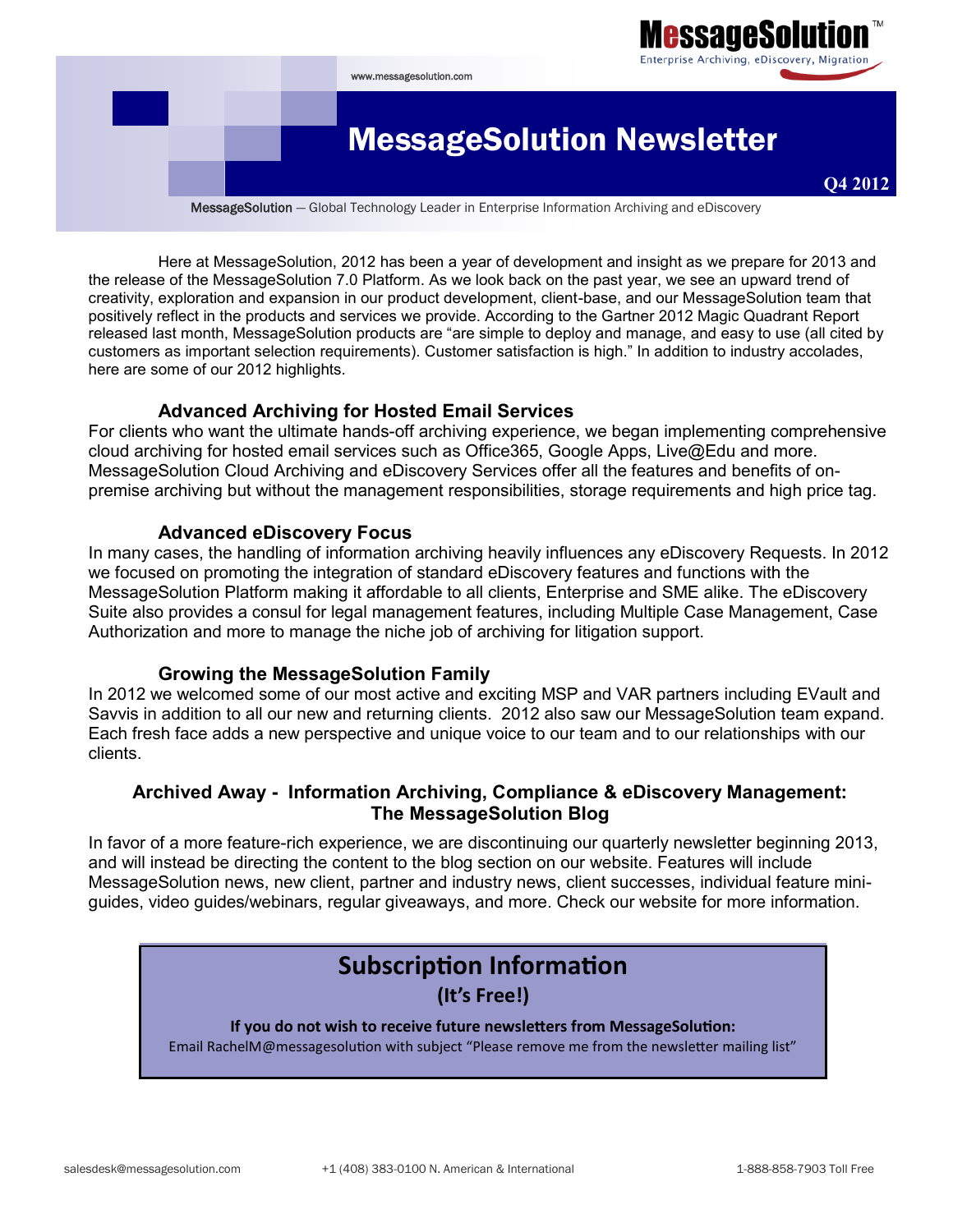MessageSolution™
Enterprise Archiving, eDiscovery, Migration

www.messagesolution.com

# MessageSolution Newsletter

**Q4 2012**

MessageSolution — Global Technology Leader in Enterprise Information Archiving and eDiscovery

Here at MessageSolution, 2012 has been a year of development and insight as we prepare for 2013 and the release of the MessageSolution 7.0 Platform. As we look back on the past year, we see an upward trend of creativity, exploration and expansion in our product development, client-base, and our MessageSolution team that positively reflect in the products and services we provide. According to the Gartner 2012 Magic Quadrant Report released last month, MessageSolution products are "are simple to deploy and manage, and easy to use (all cited by customers as important selection requirements). Customer satisfaction is high." In addition to industry accolades, here are some of our 2012 highlights.

### Advanced Archiving for Hosted Email Services

For clients who want the ultimate hands-off archiving experience, we began implementing comprehensive cloud archiving for hosted email services such as Office365, Google Apps, Live@Edu and more. MessageSolution Cloud Archiving and eDiscovery Services offer all the features and benefits of on-premise archiving but without the management responsibilities, storage requirements and high price tag.

### Advanced eDiscovery Focus

In many cases, the handling of information archiving heavily influences any eDiscovery Requests. In 2012 we focused on promoting the integration of standard eDiscovery features and functions with the MessageSolution Platform making it affordable to all clients, Enterprise and SME alike. The eDiscovery Suite also provides a consul for legal management features, including Multiple Case Management, Case Authorization and more to manage the niche job of archiving for litigation support.

### Growing the MessageSolution Family

In 2012 we welcomed some of our most active and exciting MSP and VAR partners including EVault and Savvis in addition to all our new and returning clients. 2012 also saw our MessageSolution team expand. Each fresh face adds a new perspective and unique voice to our team and to our relationships with our clients.

### Archived Away - Information Archiving, Compliance & eDiscovery Management: The MessageSolution Blog

In favor of a more feature-rich experience, we are discontinuing our quarterly newsletter beginning 2013, and will instead be directing the content to the blog section on our website. Features will include MessageSolution news, new client, partner and industry news, client successes, individual feature mini-guides, video guides/webinars, regular giveaways, and more. Check our website for more information.

## Subscription Information

**(It's Free!)**

**If you do not wish to receive future newsletters from MessageSolution:**

Email RachelM@messagesolution with subject "Please remove me from the newsletter mailing list"

salesdesk@messagesolution.com | +1 (408) 383-0100 N. American & International | 1-888-858-7903 Toll Free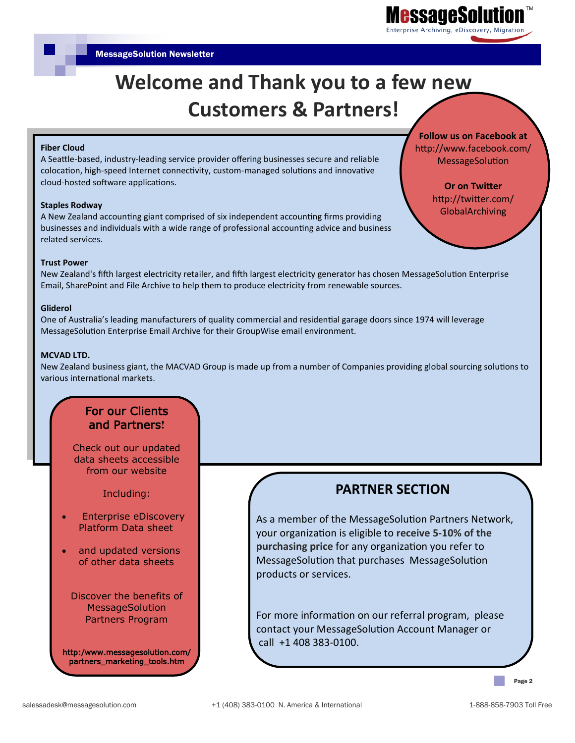# Welcome and Thank you to a few new Customers & Partners!

**Fiber Cloud**
A Seattle-based, industry-leading service provider offering businesses secure and reliable colocation, high-speed Internet connectivity, custom-managed solutions and innovative cloud-hosted software applications.

**Staples Rodway**
A New Zealand accounting giant comprised of six independent accounting firms providing businesses and individuals with a wide range of professional accounting advice and business related services.

**Trust Power**
New Zealand's fifth largest electricity retailer, and fifth largest electricity generator has chosen MessageSolution Enterprise Email, SharePoint and File Archive to help them to produce electricity from renewable sources.

**Gliderol**
One of Australia's leading manufacturers of quality commercial and residential garage doors since 1974 will leverage MessageSolution Enterprise Email Archive for their GroupWise email environment.

**MCVAD LTD.**
New Zealand business giant, the MACVAD Group is made up from a number of Companies providing global sourcing solutions to various international markets.

**Follow us on Facebook at**
http://www.facebook.com/MessageSolution

**Or on Twitter**
http://twitter.com/GlobalArchiving

## For our Clients and Partners!

Check out our updated data sheets accessible from our website

Including:

- Enterprise eDiscovery Platform Data sheet
- and updated versions of other data sheets

Discover the benefits of MessageSolution Partners Program

http:/www.messagesolution.com/partners_marketing_tools.htm

## PARTNER SECTION

As a member of the MessageSolution Partners Network, your organization is eligible to **receive 5-10% of the purchasing price** for any organization you refer to MessageSolution that purchases MessageSolution products or services.

For more information on our referral program, please contact your MessageSolution Account Manager or call +1 408 383-0100.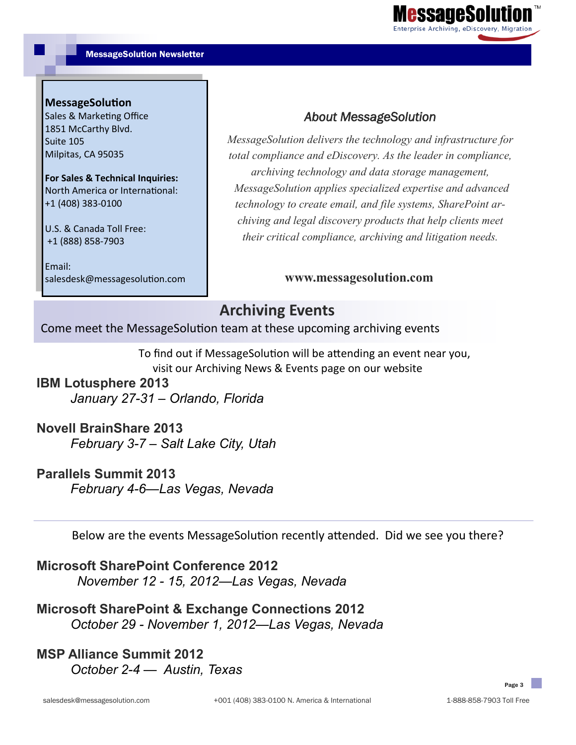**MessageSolution**
Sales & Marketing Office
1851 McCarthy Blvd.
Suite 105
Milpitas, CA 95035

**For Sales & Technical Inquiries:**
North America or International:
+1 (408) 383-0100

U.S. & Canada Toll Free:
+1 (888) 858-7903

Email:
salesdesk@messagesolution.com

## *About MessageSolution*

*MessageSolution delivers the technology and infrastructure for total compliance and eDiscovery. As the leader in compliance, archiving technology and data storage management, MessageSolution applies specialized expertise and advanced technology to create email, and file systems, SharePoint archiving and legal discovery products that help clients meet their critical compliance, archiving and litigation needs.*

**www.messagesolution.com**

## Archiving Events

Come meet the MessageSolution team at these upcoming archiving events

To find out if MessageSolution will be attending an event near you, visit our Archiving News & Events page on our website

**IBM Lotusphere 2013**
*January 27-31 – Orlando, Florida*

**Novell BrainShare 2013**
*February 3-7 – Salt Lake City, Utah*

**Parallels Summit 2013**
*February 4-6—Las Vegas, Nevada*

---

Below are the events MessageSolution recently attended. Did we see you there?

**Microsoft SharePoint Conference 2012**
*November 12 - 15, 2012—Las Vegas, Nevada*

**Microsoft SharePoint & Exchange Connections 2012**
*October 29 - November 1, 2012—Las Vegas, Nevada*

**MSP Alliance Summit 2012**
*October 2-4 — Austin, Texas*